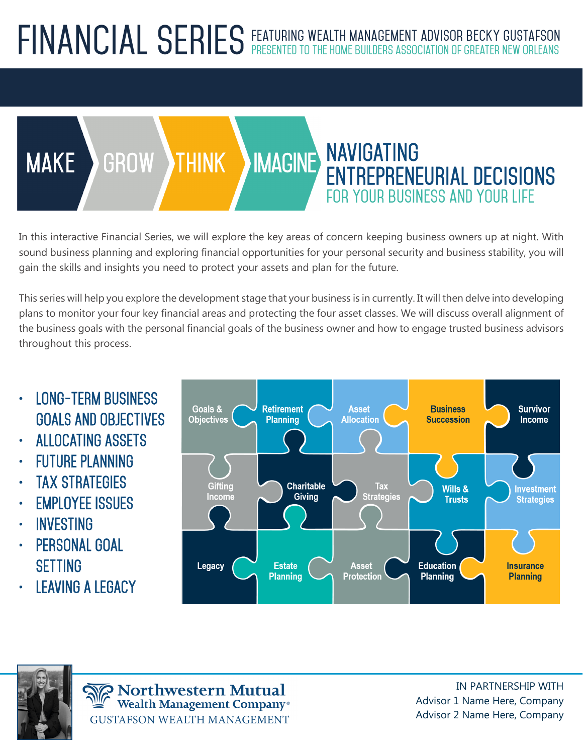# FINANCIAL SERIES

FEATURING WEALTH MANAGEMENT ADVISOR BECKY GUSTAFSON
PRESENTED TO THE HOME BUILDERS ASSOCIATION OF GREATER NEW ORLEANS

MAKE · GROW · THINK · IMAGINE

## NAVIGATING ENTREPRENEURIAL DECISIONS

### FOR YOUR BUSINESS AND YOUR LIFE

In this interactive Financial Series, we will explore the key areas of concern keeping business owners up at night. With sound business planning and exploring financial opportunities for your personal security and business stability, you will gain the skills and insights you need to protect your assets and plan for the future.

This series will help you explore the development stage that your business is in currently. It will then delve into developing plans to monitor your four key financial areas and protecting the four asset classes. We will discuss overall alignment of the business goals with the personal financial goals of the business owner and how to engage trusted business advisors throughout this process.

- LONG-TERM BUSINESS GOALS AND OBJECTIVES
- ALLOCATING ASSETS
- FUTURE PLANNING
- TAX STRATEGIES
- EMPLOYEE ISSUES
- INVESTING
- PERSONAL GOAL SETTING
- LEAVING A LEGACY

| | | | | |
|---|---|---|---|---|
| Goals & Objectives | Retirement Planning | Asset Allocation | Business Succession | Survivor Income |
| Gifting Income | Charitable Giving | Tax Strategies | Wills & Trusts | Investment Strategies |
| Legacy | Estate Planning | Asset Protection | Education Planning | Insurance Planning |

Northwestern Mutual
Wealth Management Company®
GUSTAFSON WEALTH MANAGEMENT

IN PARTNERSHIP WITH
Advisor 1 Name Here, Company
Advisor 2 Name Here, Company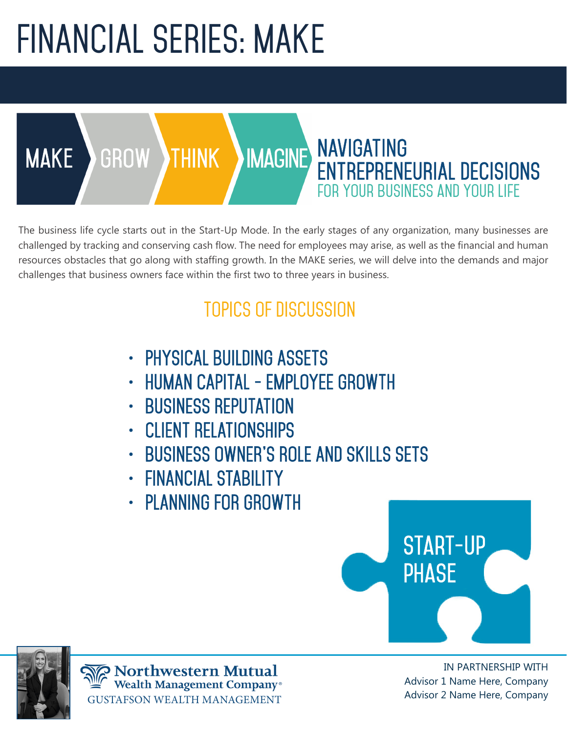# FINANCIAL SERIES: MAKE

MAKE GROW THINK IMAGINE

## NAVIGATING ENTREPRENEURIAL DECISIONS

FOR YOUR BUSINESS AND YOUR LIFE

The business life cycle starts out in the Start-Up Mode. In the early stages of any organization, many businesses are challenged by tracking and conserving cash flow. The need for employees may arise, as well as the financial and human resources obstacles that go along with staffing growth. In the MAKE series, we will delve into the demands and major challenges that business owners face within the first two to three years in business.

## TOPICS OF DISCUSSION

- PHYSICAL BUILDING ASSETS
- HUMAN CAPITAL - EMPLOYEE GROWTH
- BUSINESS REPUTATION
- CLIENT RELATIONSHIPS
- BUSINESS OWNER'S ROLE AND SKILLS SETS
- FINANCIAL STABILITY
- PLANNING FOR GROWTH

START-UP PHASE

Northwestern Mutual
Wealth Management Company®
GUSTAFSON WEALTH MANAGEMENT

IN PARTNERSHIP WITH
Advisor 1 Name Here, Company
Advisor 2 Name Here, Company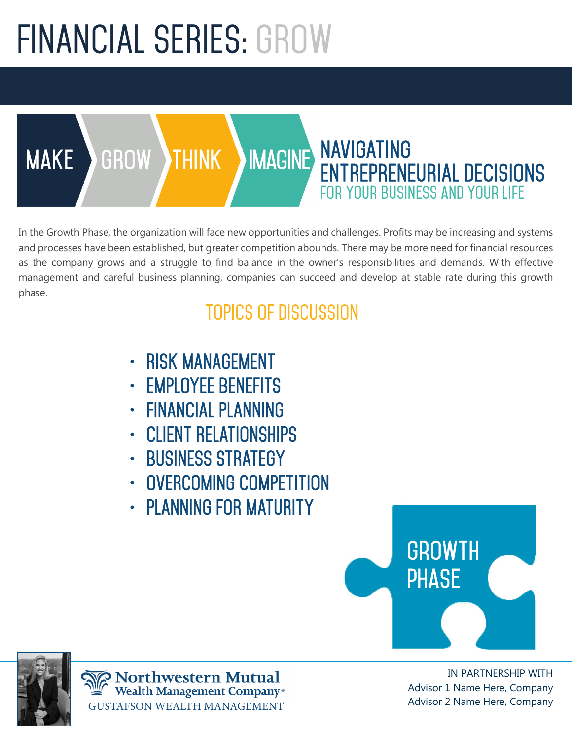# FINANCIAL SERIES: GROW

MAKE GROW THINK IMAGINE

## NAVIGATING ENTREPRENEURIAL DECISIONS

FOR YOUR BUSINESS AND YOUR LIFE

In the Growth Phase, the organization will face new opportunities and challenges. Profits may be increasing and systems and processes have been established, but greater competition abounds. There may be more need for financial resources as the company grows and a struggle to find balance in the owner's responsibilities and demands. With effective management and careful business planning, companies can succeed and develop at stable rate during this growth phase.

## TOPICS OF DISCUSSION

- RISK MANAGEMENT
- EMPLOYEE BENEFITS
- FINANCIAL PLANNING
- CLIENT RELATIONSHIPS
- BUSINESS STRATEGY
- OVERCOMING COMPETITION
- PLANNING FOR MATURITY

GROWTH PHASE

Northwestern Mutual
Wealth Management Company®
GUSTAFSON WEALTH MANAGEMENT

IN PARTNERSHIP WITH
Advisor 1 Name Here, Company
Advisor 2 Name Here, Company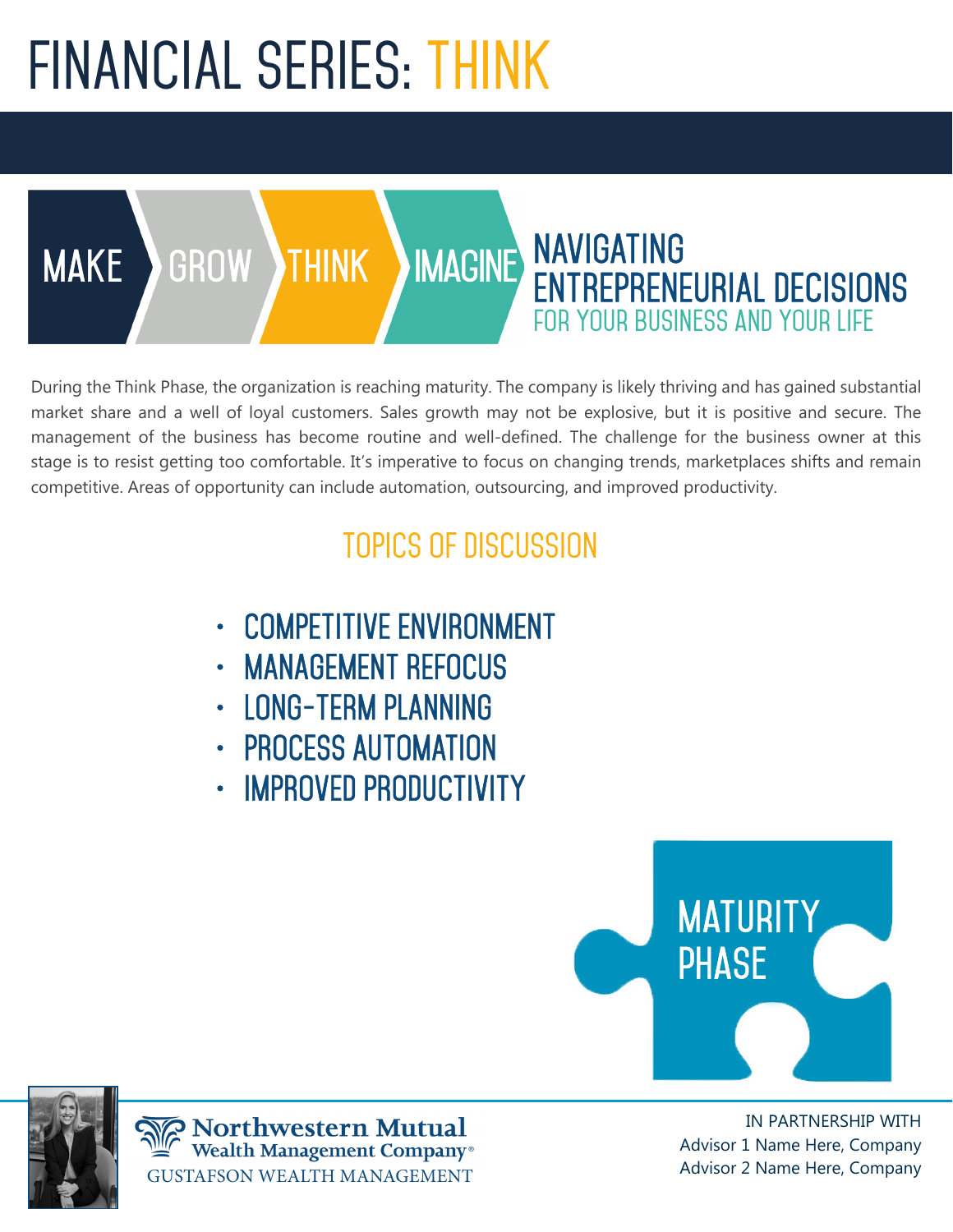# FINANCIAL SERIES: THINK

MAKE GROW THINK IMAGINE

## NAVIGATING ENTREPRENEURIAL DECISIONS

### FOR YOUR BUSINESS AND YOUR LIFE

During the Think Phase, the organization is reaching maturity. The company is likely thriving and has gained substantial market share and a well of loyal customers. Sales growth may not be explosive, but it is positive and secure. The management of the business has become routine and well-defined. The challenge for the business owner at this stage is to resist getting too comfortable. It's imperative to focus on changing trends, marketplaces shifts and remain competitive. Areas of opportunity can include automation, outsourcing, and improved productivity.

## TOPICS OF DISCUSSION

- COMPETITIVE ENVIRONMENT
- MANAGEMENT REFOCUS
- LONG-TERM PLANNING
- PROCESS AUTOMATION
- IMPROVED PRODUCTIVITY

MATURITY PHASE

Northwestern Mutual
Wealth Management Company®
GUSTAFSON WEALTH MANAGEMENT

IN PARTNERSHIP WITH
Advisor 1 Name Here, Company
Advisor 2 Name Here, Company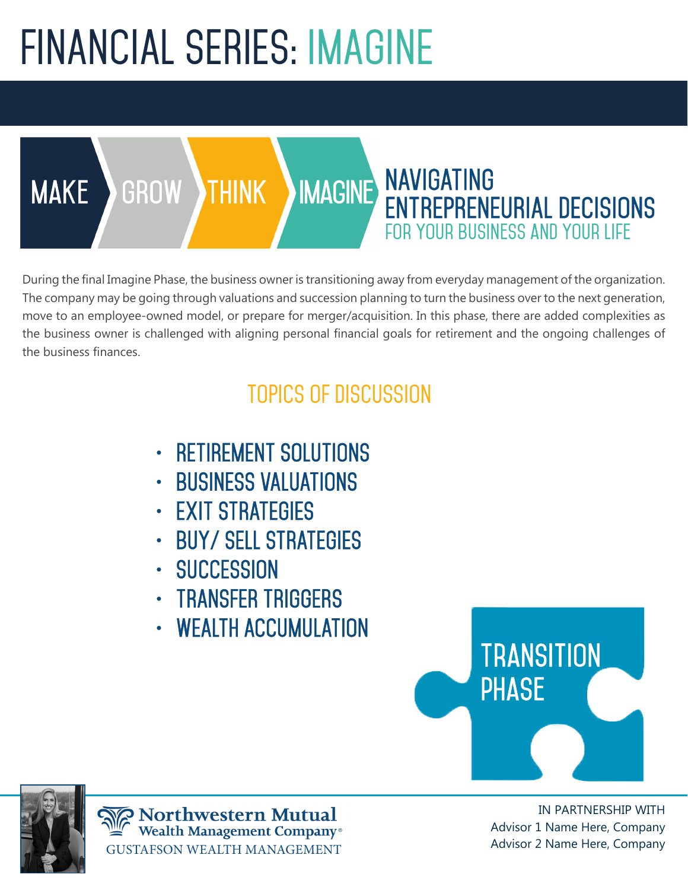# FINANCIAL SERIES: IMAGINE

MAKE GROW THINK IMAGINE

## NAVIGATING ENTREPRENEURIAL DECISIONS

FOR YOUR BUSINESS AND YOUR LIFE

During the final Imagine Phase, the business owner is transitioning away from everyday management of the organization. The company may be going through valuations and succession planning to turn the business over to the next generation, move to an employee-owned model, or prepare for merger/acquisition. In this phase, there are added complexities as the business owner is challenged with aligning personal financial goals for retirement and the ongoing challenges of the business finances.

## TOPICS OF DISCUSSION

- RETIREMENT SOLUTIONS
- BUSINESS VALUATIONS
- EXIT STRATEGIES
- BUY/ SELL STRATEGIES
- SUCCESSION
- TRANSFER TRIGGERS
- WEALTH ACCUMULATION

TRANSITION PHASE

Northwestern Mutual
Wealth Management Company®
GUSTAFSON WEALTH MANAGEMENT

IN PARTNERSHIP WITH
Advisor 1 Name Here, Company
Advisor 2 Name Here, Company